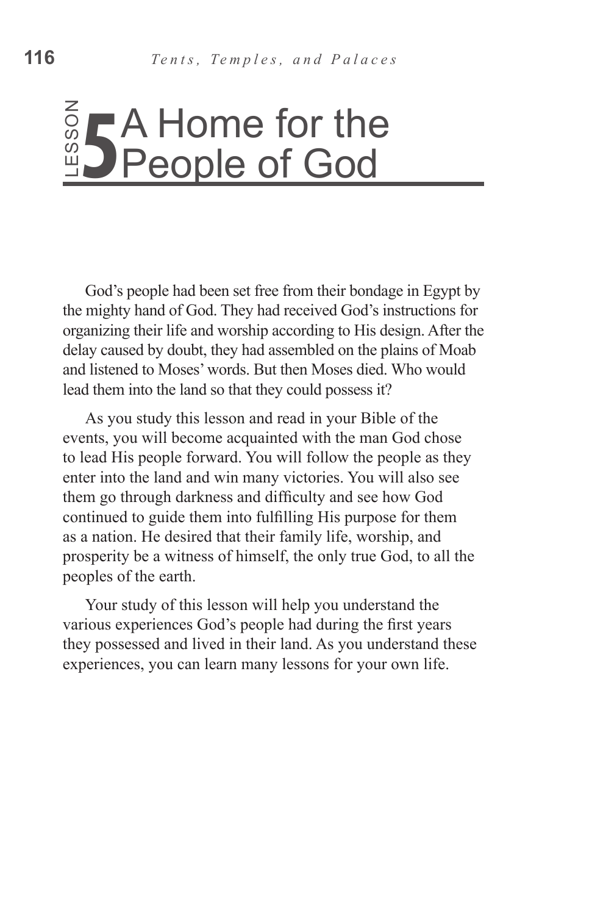# Lesson 5 A Home for the People of God

God's people had been set free from their bondage in Egypt by the mighty hand of God. They had received God's instructions for organizing their life and worship according to His design. After the delay caused by doubt, they had assembled on the plains of Moab and listened to Moses' words. But then Moses died. Who would lead them into the land so that they could possess it?

As you study this lesson and read in your Bible of the events, you will become acquainted with the man God chose to lead His people forward. You will follow the people as they enter into the land and win many victories. You will also see them go through darkness and difficulty and see how God continued to guide them into fulfilling His purpose for them as a nation. He desired that their family life, worship, and prosperity be a witness of himself, the only true God, to all the peoples of the earth.

Your study of this lesson will help you understand the various experiences God's people had during the first years they possessed and lived in their land. As you understand these experiences, you can learn many lessons for your own life.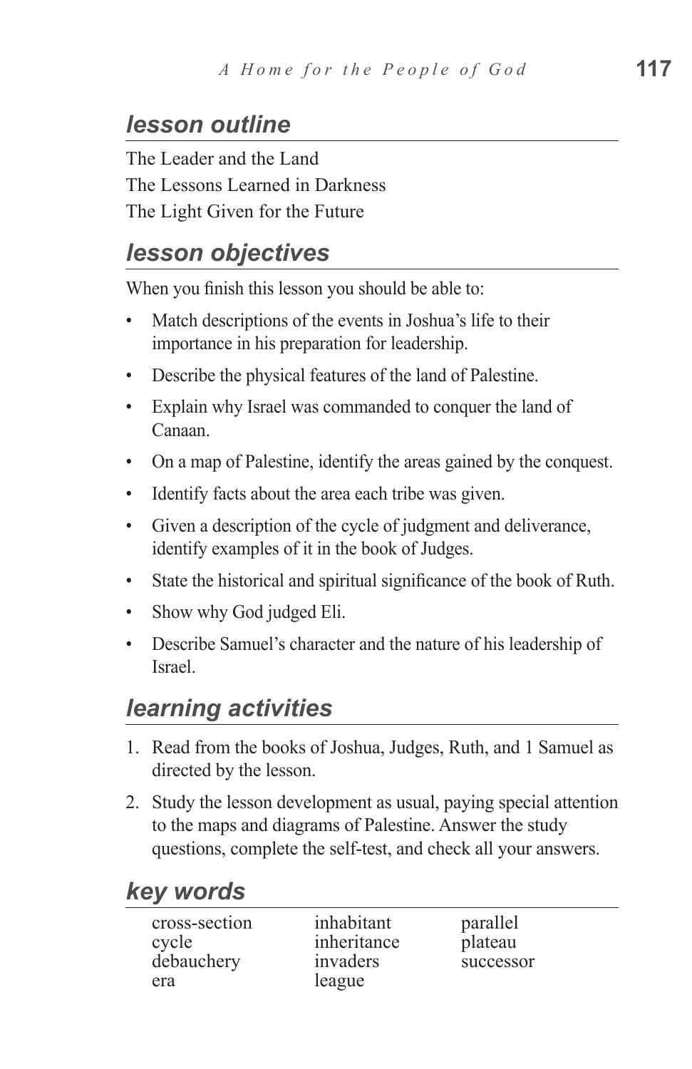## *lesson outline*

The Leader and the Land
The Lessons Learned in Darkness
The Light Given for the Future

## *lesson objectives*

When you finish this lesson you should be able to:

- Match descriptions of the events in Joshua's life to their importance in his preparation for leadership.
- Describe the physical features of the land of Palestine.
- Explain why Israel was commanded to conquer the land of Canaan.
- On a map of Palestine, identify the areas gained by the conquest.
- Identify facts about the area each tribe was given.
- Given a description of the cycle of judgment and deliverance, identify examples of it in the book of Judges.
- State the historical and spiritual significance of the book of Ruth.
- Show why God judged Eli.
- Describe Samuel's character and the nature of his leadership of Israel.

## *learning activities*

1. Read from the books of Joshua, Judges, Ruth, and 1 Samuel as directed by the lesson.
2. Study the lesson development as usual, paying special attention to the maps and diagrams of Palestine. Answer the study questions, complete the self-test, and check all your answers.

## *key words*

| | | |
|---|---|---|
| cross-section | inhabitant | parallel |
| cycle | inheritance | plateau |
| debauchery | invaders | successor |
| era | league | |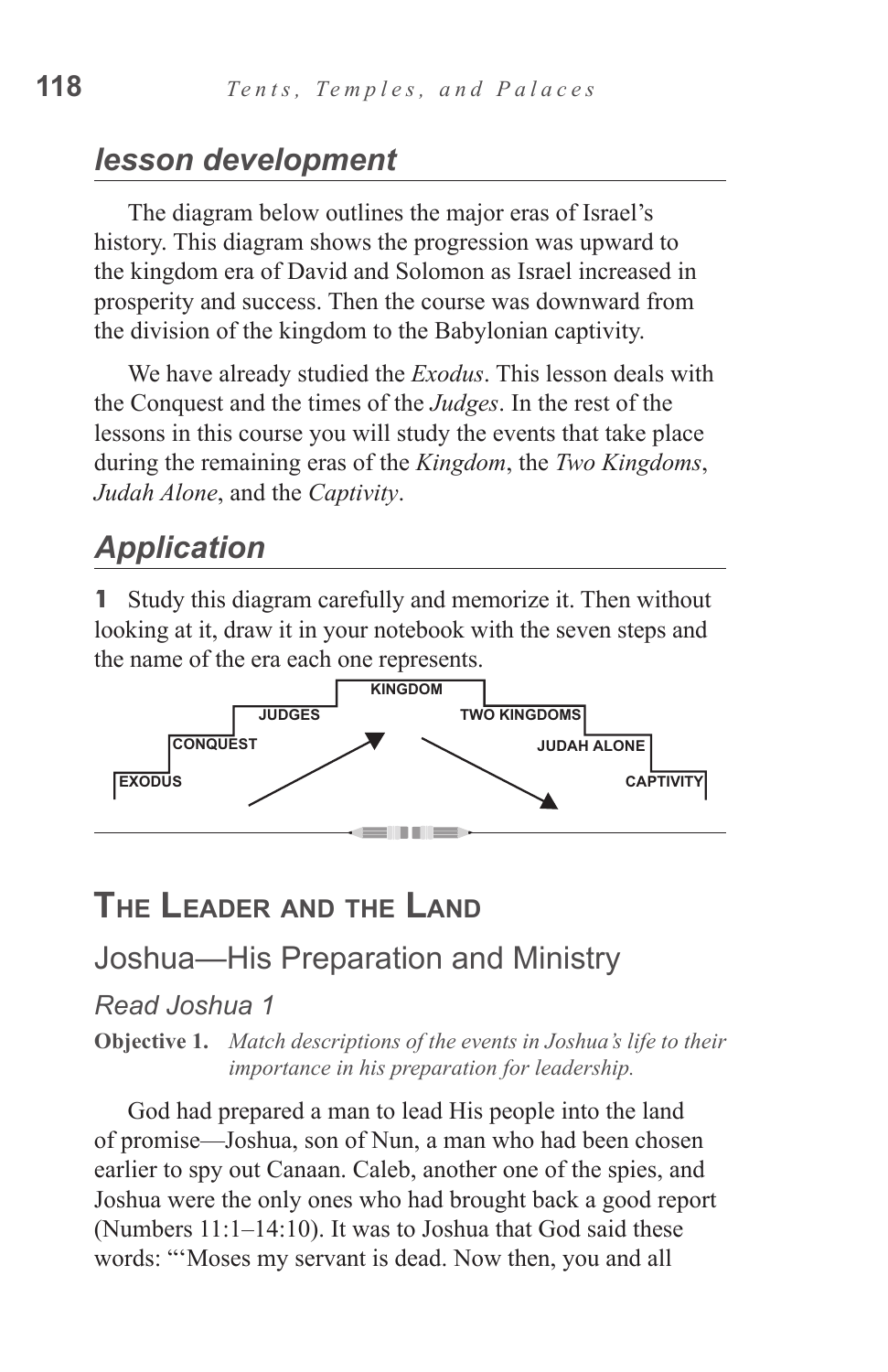## *lesson development*

The diagram below outlines the major eras of Israel's history. This diagram shows the progression was upward to the kingdom era of David and Solomon as Israel increased in prosperity and success. Then the course was downward from the division of the kingdom to the Babylonian captivity.

We have already studied the *Exodus*. This lesson deals with the Conquest and the times of the *Judges*. In the rest of the lessons in this course you will study the events that take place during the remaining eras of the *Kingdom*, the *Two Kingdoms*, *Judah Alone*, and the *Captivity*.

## *Application*

**1** Study this diagram carefully and memorize it. Then without looking at it, draw it in your notebook with the seven steps and the name of the era each one represents.

EXODUS — CONQUEST — JUDGES — KINGDOM — TWO KINGDOMS — JUDAH ALONE — CAPTIVITY

# THE LEADER AND THE LAND

## Joshua—His Preparation and Ministry

### *Read Joshua 1*

**Objective 1.** *Match descriptions of the events in Joshua's life to their importance in his preparation for leadership.*

God had prepared a man to lead His people into the land of promise—Joshua, son of Nun, a man who had been chosen earlier to spy out Canaan. Caleb, another one of the spies, and Joshua were the only ones who had brought back a good report (Numbers 11:1–14:10). It was to Joshua that God said these words: "'Moses my servant is dead. Now then, you and all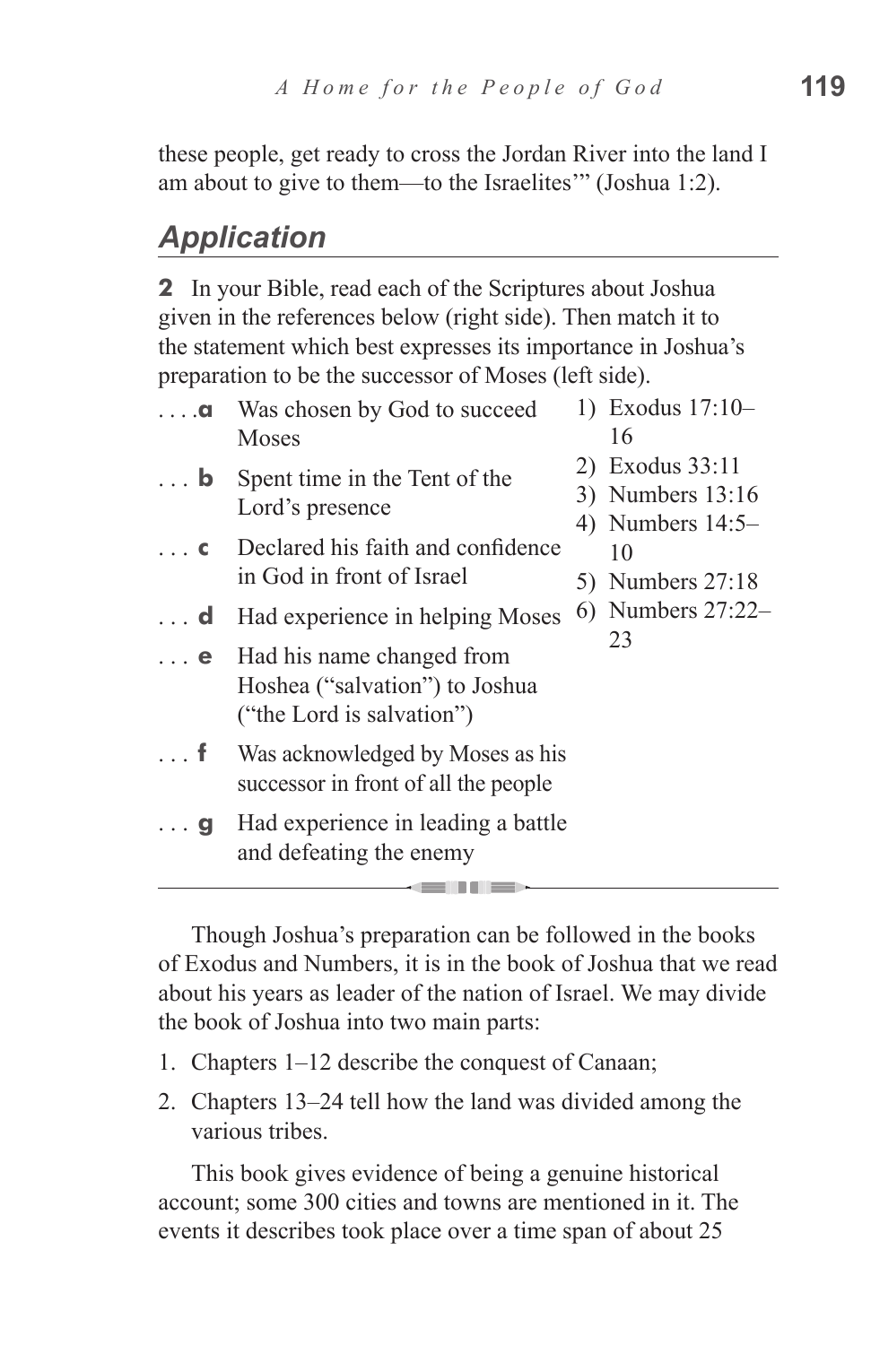these people, get ready to cross the Jordan River into the land I am about to give to them—to the Israelites'" (Joshua 1:2).

## Application

**2** In your Bible, read each of the Scriptures about Joshua given in the references below (right side). Then match it to the statement which best expresses its importance in Joshua's preparation to be the successor of Moses (left side).

| | Statement | | Reference |
|---|---|---|---|
| . . . .**a** | Was chosen by God to succeed Moses | 1) | Exodus 17:10–16 |
| . . . **b** | Spent time in the Tent of the Lord's presence | 2) | Exodus 33:11 |
| . . . **c** | Declared his faith and confidence in God in front of Israel | 3) | Numbers 13:16 |
| . . . **d** | Had experience in helping Moses | 4) | Numbers 14:5–10 |
| . . . **e** | Had his name changed from Hoshea ("salvation") to Joshua ("the Lord is salvation") | 5) | Numbers 27:18 |
| . . . **f** | Was acknowledged by Moses as his successor in front of all the people | 6) | Numbers 27:22–23 |
| . . . **g** | Had experience in leading a battle and defeating the enemy | | |

---

Though Joshua's preparation can be followed in the books of Exodus and Numbers, it is in the book of Joshua that we read about his years as leader of the nation of Israel. We may divide the book of Joshua into two main parts:

1. Chapters 1–12 describe the conquest of Canaan;
2. Chapters 13–24 tell how the land was divided among the various tribes.

This book gives evidence of being a genuine historical account; some 300 cities and towns are mentioned in it. The events it describes took place over a time span of about 25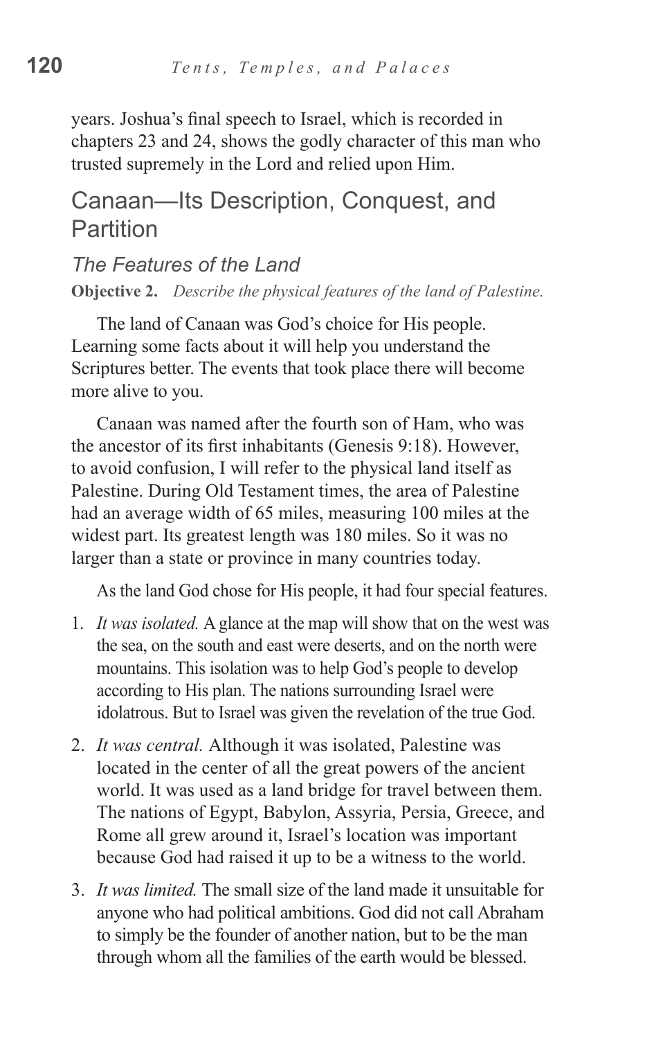years. Joshua's final speech to Israel, which is recorded in chapters 23 and 24, shows the godly character of this man who trusted supremely in the Lord and relied upon Him.

## Canaan—Its Description, Conquest, and Partition

### *The Features of the Land*

**Objective 2.** *Describe the physical features of the land of Palestine.*

The land of Canaan was God's choice for His people. Learning some facts about it will help you understand the Scriptures better. The events that took place there will become more alive to you.

Canaan was named after the fourth son of Ham, who was the ancestor of its first inhabitants (Genesis 9:18). However, to avoid confusion, I will refer to the physical land itself as Palestine. During Old Testament times, the area of Palestine had an average width of 65 miles, measuring 100 miles at the widest part. Its greatest length was 180 miles. So it was no larger than a state or province in many countries today.

As the land God chose for His people, it had four special features.

1. *It was isolated.* A glance at the map will show that on the west was the sea, on the south and east were deserts, and on the north were mountains. This isolation was to help God's people to develop according to His plan. The nations surrounding Israel were idolatrous. But to Israel was given the revelation of the true God.
2. *It was central.* Although it was isolated, Palestine was located in the center of all the great powers of the ancient world. It was used as a land bridge for travel between them. The nations of Egypt, Babylon, Assyria, Persia, Greece, and Rome all grew around it, Israel's location was important because God had raised it up to be a witness to the world.
3. *It was limited.* The small size of the land made it unsuitable for anyone who had political ambitions. God did not call Abraham to simply be the founder of another nation, but to be the man through whom all the families of the earth would be blessed.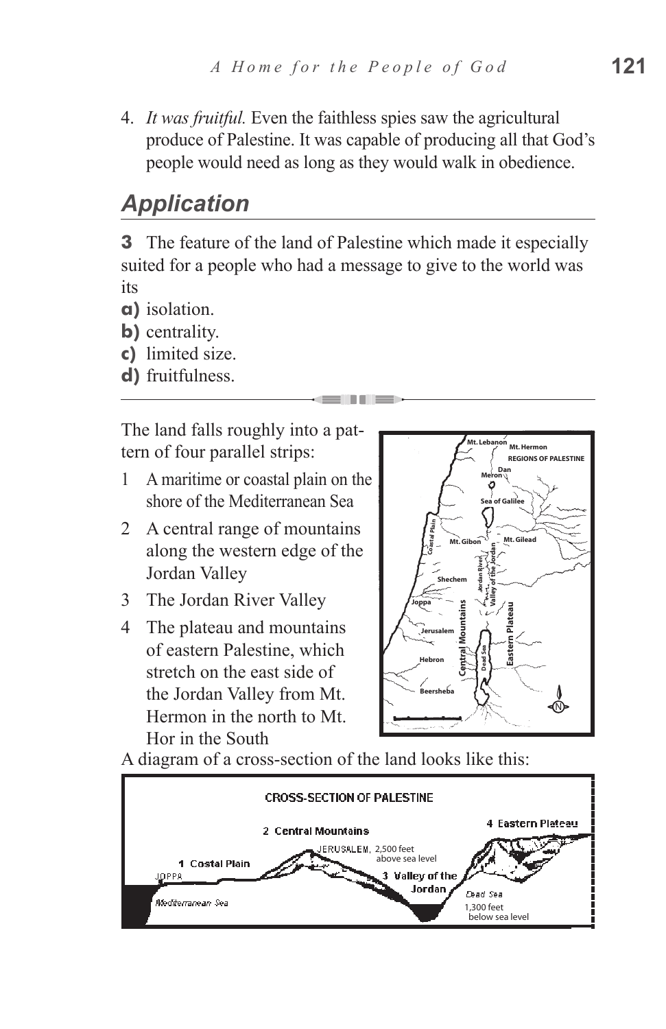4. *It was fruitful.* Even the faithless spies saw the agricultural produce of Palestine. It was capable of producing all that God's people would need as long as they would walk in obedience.

## Application

**3** The feature of the land of Palestine which made it especially suited for a people who had a message to give to the world was its

**a)** isolation.
**b)** centrality.
**c)** limited size.
**d)** fruitfulness.

---

The land falls roughly into a pattern of four parallel strips:

1 A maritime or coastal plain on the shore of the Mediterranean Sea

2 A central range of mountains along the western edge of the Jordan Valley

3 The Jordan River Valley

4 The plateau and mountains of eastern Palestine, which stretch on the east side of the Jordan Valley from Mt. Hermon in the north to Mt. Hor in the South

A diagram of a cross-section of the land looks like this: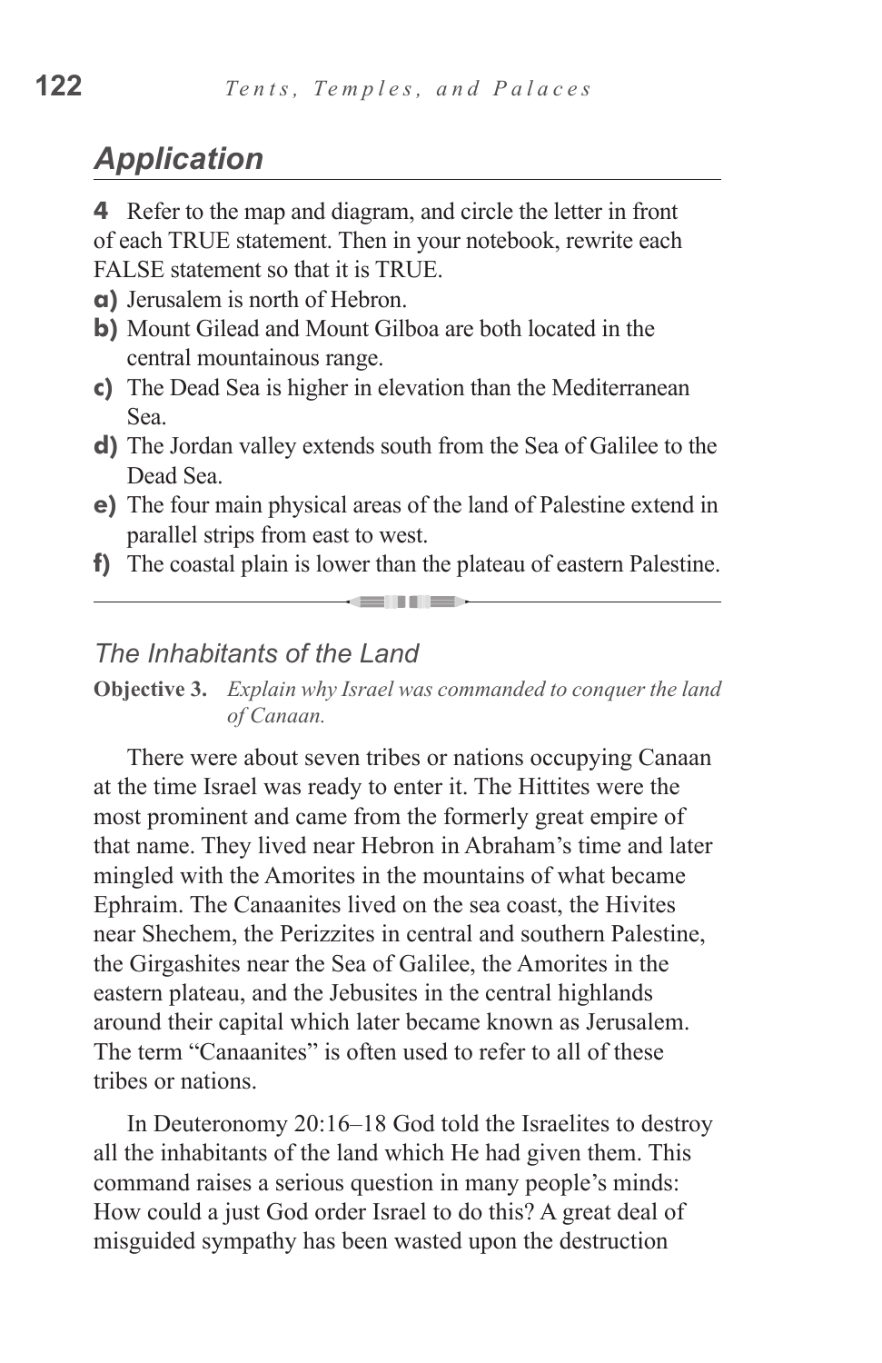## *Application*

**4** Refer to the map and diagram, and circle the letter in front of each TRUE statement. Then in your notebook, rewrite each FALSE statement so that it is TRUE.

**a)** Jerusalem is north of Hebron.

**b)** Mount Gilead and Mount Gilboa are both located in the central mountainous range.

**c)** The Dead Sea is higher in elevation than the Mediterranean Sea.

**d)** The Jordan valley extends south from the Sea of Galilee to the Dead Sea.

**e)** The four main physical areas of the land of Palestine extend in parallel strips from east to west.

**f)** The coastal plain is lower than the plateau of eastern Palestine.

---

### *The Inhabitants of the Land*

**Objective 3.** *Explain why Israel was commanded to conquer the land of Canaan.*

There were about seven tribes or nations occupying Canaan at the time Israel was ready to enter it. The Hittites were the most prominent and came from the formerly great empire of that name. They lived near Hebron in Abraham's time and later mingled with the Amorites in the mountains of what became Ephraim. The Canaanites lived on the sea coast, the Hivites near Shechem, the Perizzites in central and southern Palestine, the Girgashites near the Sea of Galilee, the Amorites in the eastern plateau, and the Jebusites in the central highlands around their capital which later became known as Jerusalem. The term "Canaanites" is often used to refer to all of these tribes or nations.

In Deuteronomy 20:16–18 God told the Israelites to destroy all the inhabitants of the land which He had given them. This command raises a serious question in many people's minds: How could a just God order Israel to do this? A great deal of misguided sympathy has been wasted upon the destruction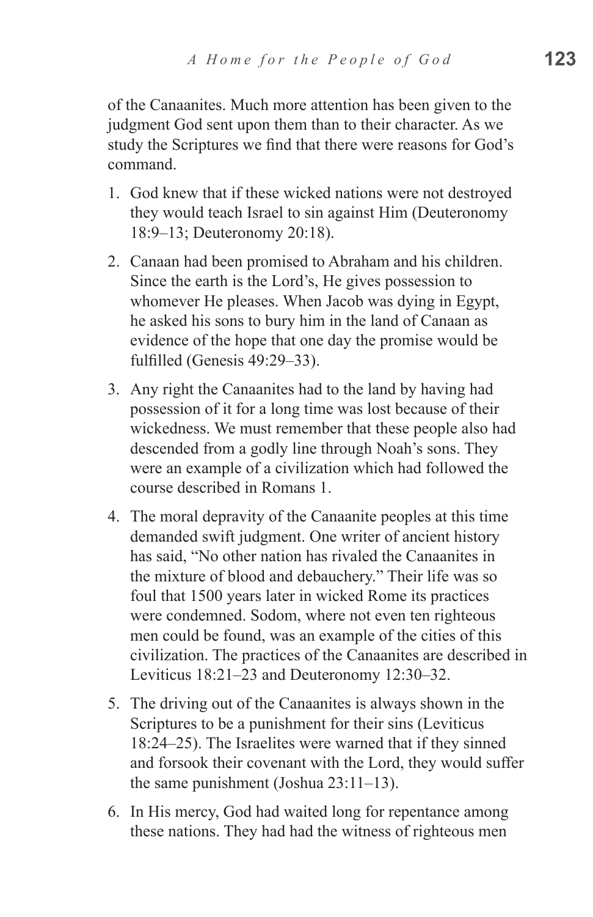of the Canaanites. Much more attention has been given to the judgment God sent upon them than to their character. As we study the Scriptures we find that there were reasons for God's command.

1. God knew that if these wicked nations were not destroyed they would teach Israel to sin against Him (Deuteronomy 18:9–13; Deuteronomy 20:18).

2. Canaan had been promised to Abraham and his children. Since the earth is the Lord's, He gives possession to whomever He pleases. When Jacob was dying in Egypt, he asked his sons to bury him in the land of Canaan as evidence of the hope that one day the promise would be fulfilled (Genesis 49:29–33).

3. Any right the Canaanites had to the land by having had possession of it for a long time was lost because of their wickedness. We must remember that these people also had descended from a godly line through Noah's sons. They were an example of a civilization which had followed the course described in Romans 1.

4. The moral depravity of the Canaanite peoples at this time demanded swift judgment. One writer of ancient history has said, "No other nation has rivaled the Canaanites in the mixture of blood and debauchery." Their life was so foul that 1500 years later in wicked Rome its practices were condemned. Sodom, where not even ten righteous men could be found, was an example of the cities of this civilization. The practices of the Canaanites are described in Leviticus 18:21–23 and Deuteronomy 12:30–32.

5. The driving out of the Canaanites is always shown in the Scriptures to be a punishment for their sins (Leviticus 18:24–25). The Israelites were warned that if they sinned and forsook their covenant with the Lord, they would suffer the same punishment (Joshua 23:11–13).

6. In His mercy, God had waited long for repentance among these nations. They had had the witness of righteous men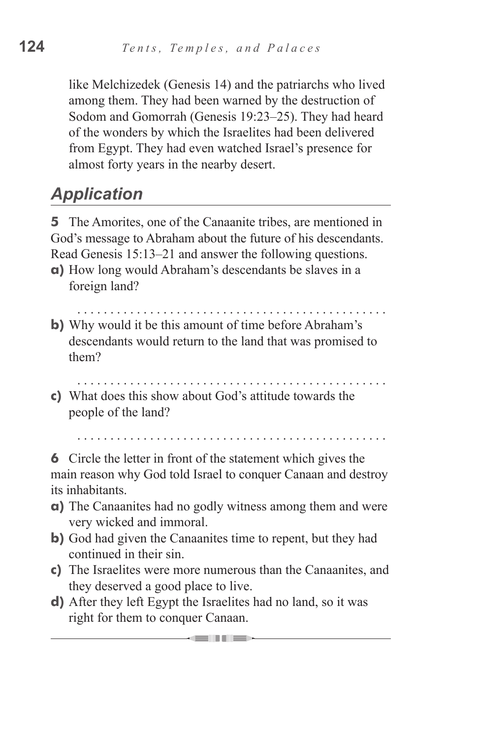like Melchizedek (Genesis 14) and the patriarchs who lived among them. They had been warned by the destruction of Sodom and Gomorrah (Genesis 19:23–25). They had heard of the wonders by which the Israelites had been delivered from Egypt. They had even watched Israel's presence for almost forty years in the nearby desert.

## *Application*

**5** The Amorites, one of the Canaanite tribes, are mentioned in God's message to Abraham about the future of his descendants. Read Genesis 15:13–21 and answer the following questions.

**a)** How long would Abraham's descendants be slaves in a foreign land?

. . . . . . . . . . . . . . . . . . . . . . . . . . . . . . . . . . . . . . . . . . . . .

**b)** Why would it be this amount of time before Abraham's descendants would return to the land that was promised to them?

. . . . . . . . . . . . . . . . . . . . . . . . . . . . . . . . . . . . . . . . . . . . .

**c)** What does this show about God's attitude towards the people of the land?

. . . . . . . . . . . . . . . . . . . . . . . . . . . . . . . . . . . . . . . . . . . . .

**6** Circle the letter in front of the statement which gives the main reason why God told Israel to conquer Canaan and destroy its inhabitants.

**a)** The Canaanites had no godly witness among them and were very wicked and immoral.

**b)** God had given the Canaanites time to repent, but they had continued in their sin.

**c)** The Israelites were more numerous than the Canaanites, and they deserved a good place to live.

**d)** After they left Egypt the Israelites had no land, so it was right for them to conquer Canaan.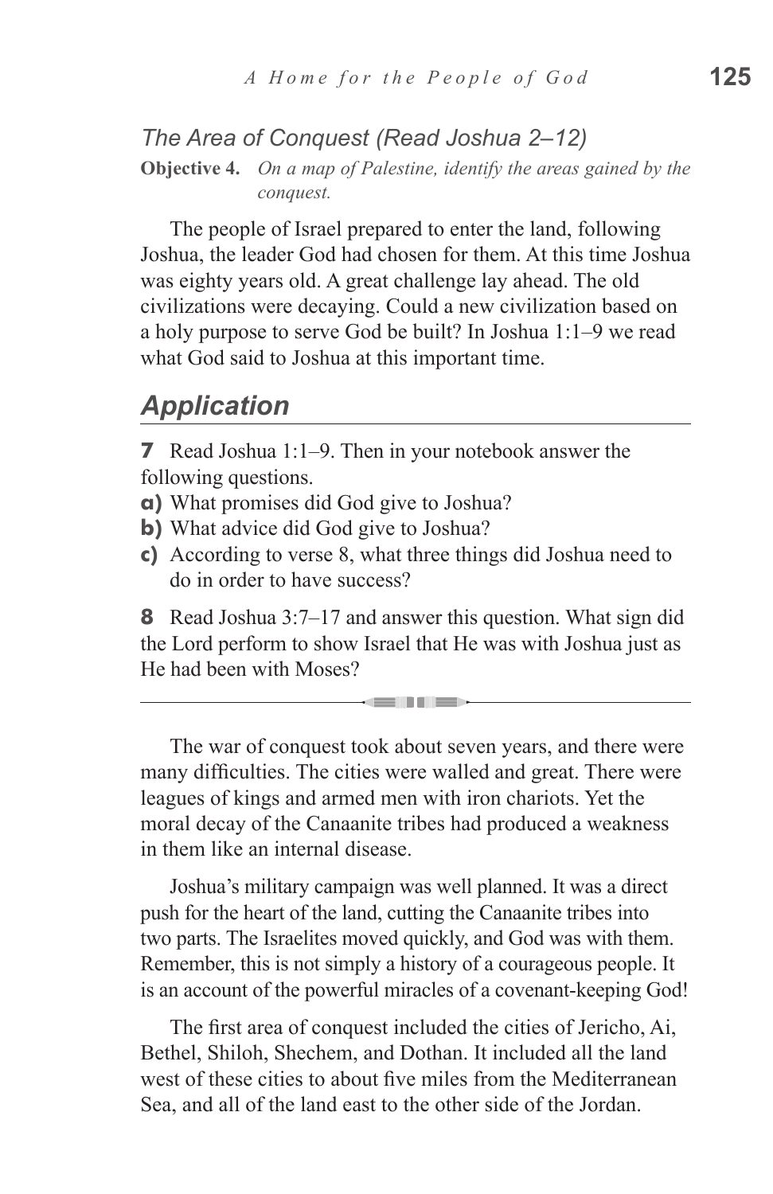### *The Area of Conquest (Read Joshua 2–12)*

**Objective 4.** *On a map of Palestine, identify the areas gained by the conquest.*

The people of Israel prepared to enter the land, following Joshua, the leader God had chosen for them. At this time Joshua was eighty years old. A great challenge lay ahead. The old civilizations were decaying. Could a new civilization based on a holy purpose to serve God be built? In Joshua 1:1–9 we read what God said to Joshua at this important time.

## *Application*

**7** Read Joshua 1:1–9. Then in your notebook answer the following questions.

**a)** What promises did God give to Joshua?

**b)** What advice did God give to Joshua?

**c)** According to verse 8, what three things did Joshua need to do in order to have success?

**8** Read Joshua 3:7–17 and answer this question. What sign did the Lord perform to show Israel that He was with Joshua just as He had been with Moses?

---

The war of conquest took about seven years, and there were many difficulties. The cities were walled and great. There were leagues of kings and armed men with iron chariots. Yet the moral decay of the Canaanite tribes had produced a weakness in them like an internal disease.

Joshua's military campaign was well planned. It was a direct push for the heart of the land, cutting the Canaanite tribes into two parts. The Israelites moved quickly, and God was with them. Remember, this is not simply a history of a courageous people. It is an account of the powerful miracles of a covenant-keeping God!

The first area of conquest included the cities of Jericho, Ai, Bethel, Shiloh, Shechem, and Dothan. It included all the land west of these cities to about five miles from the Mediterranean Sea, and all of the land east to the other side of the Jordan.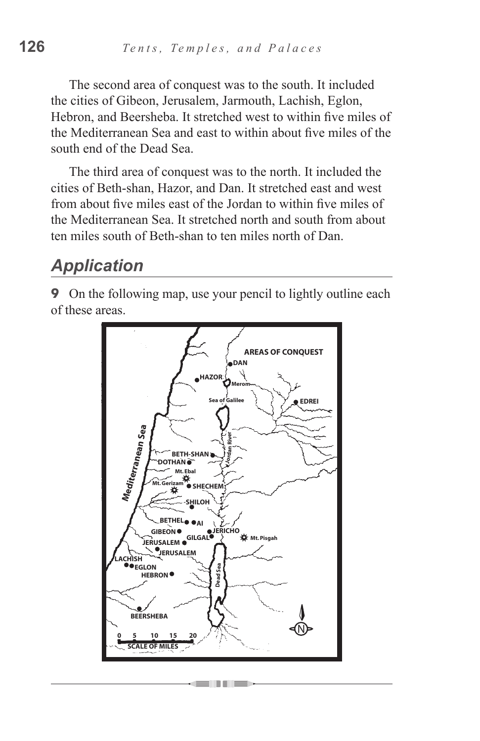The second area of conquest was to the south. It included the cities of Gibeon, Jerusalem, Jarmouth, Lachish, Eglon, Hebron, and Beersheba. It stretched west to within five miles of the Mediterranean Sea and east to within about five miles of the south end of the Dead Sea.

The third area of conquest was to the north. It included the cities of Beth-shan, Hazor, and Dan. It stretched east and west from about five miles east of the Jordan to within five miles of the Mediterranean Sea. It stretched north and south from about ten miles south of Beth-shan to ten miles north of Dan.

## *Application*

**9** On the following map, use your pencil to lightly outline each of these areas.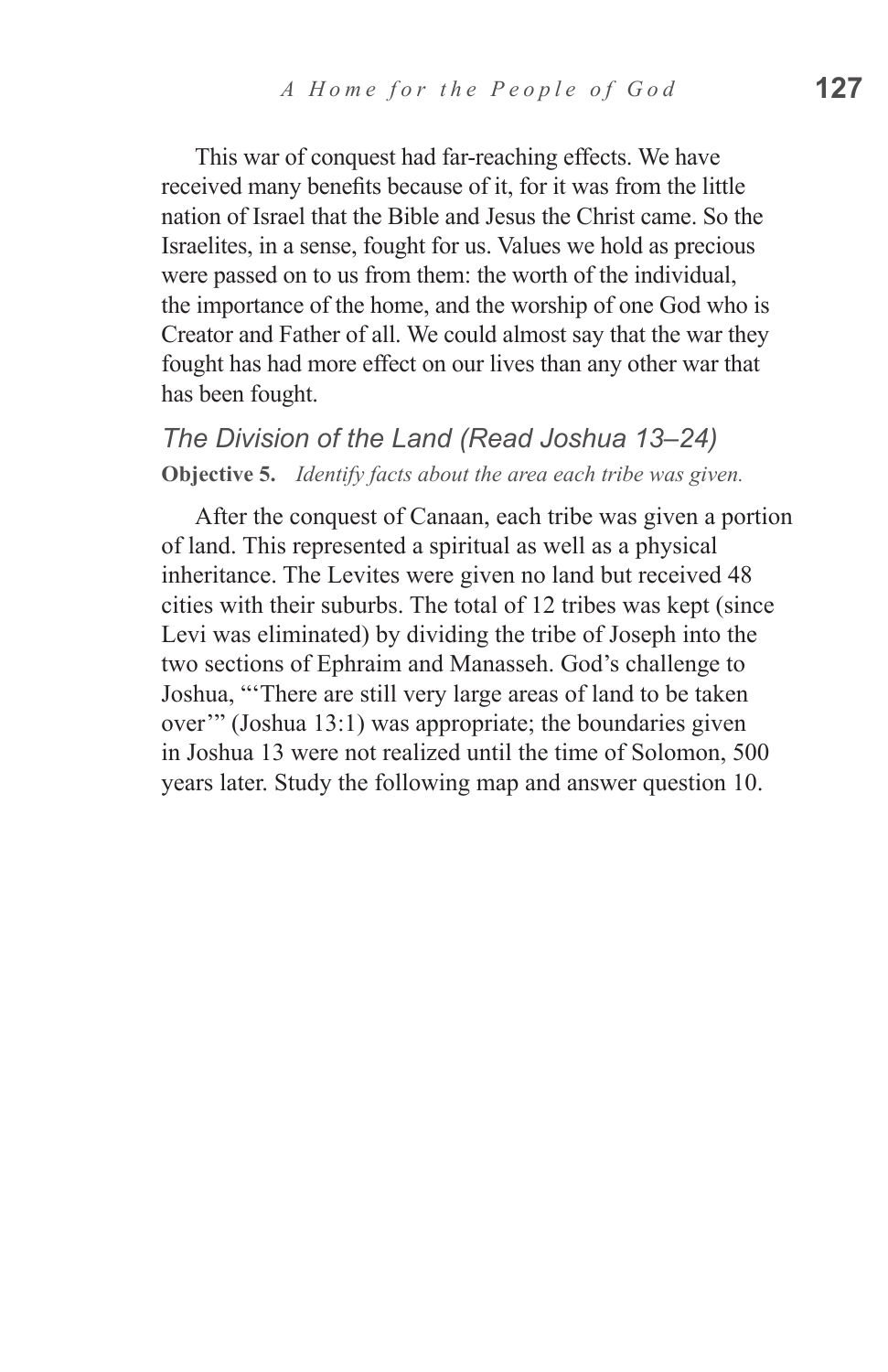This war of conquest had far-reaching effects. We have received many benefits because of it, for it was from the little nation of Israel that the Bible and Jesus the Christ came. So the Israelites, in a sense, fought for us. Values we hold as precious were passed on to us from them: the worth of the individual, the importance of the home, and the worship of one God who is Creator and Father of all. We could almost say that the war they fought has had more effect on our lives than any other war that has been fought.

### *The Division of the Land (Read Joshua 13–24)*

**Objective 5.** *Identify facts about the area each tribe was given.*

After the conquest of Canaan, each tribe was given a portion of land. This represented a spiritual as well as a physical inheritance. The Levites were given no land but received 48 cities with their suburbs. The total of 12 tribes was kept (since Levi was eliminated) by dividing the tribe of Joseph into the two sections of Ephraim and Manasseh. God's challenge to Joshua, "'There are still very large areas of land to be taken over'" (Joshua 13:1) was appropriate; the boundaries given in Joshua 13 were not realized until the time of Solomon, 500 years later. Study the following map and answer question 10.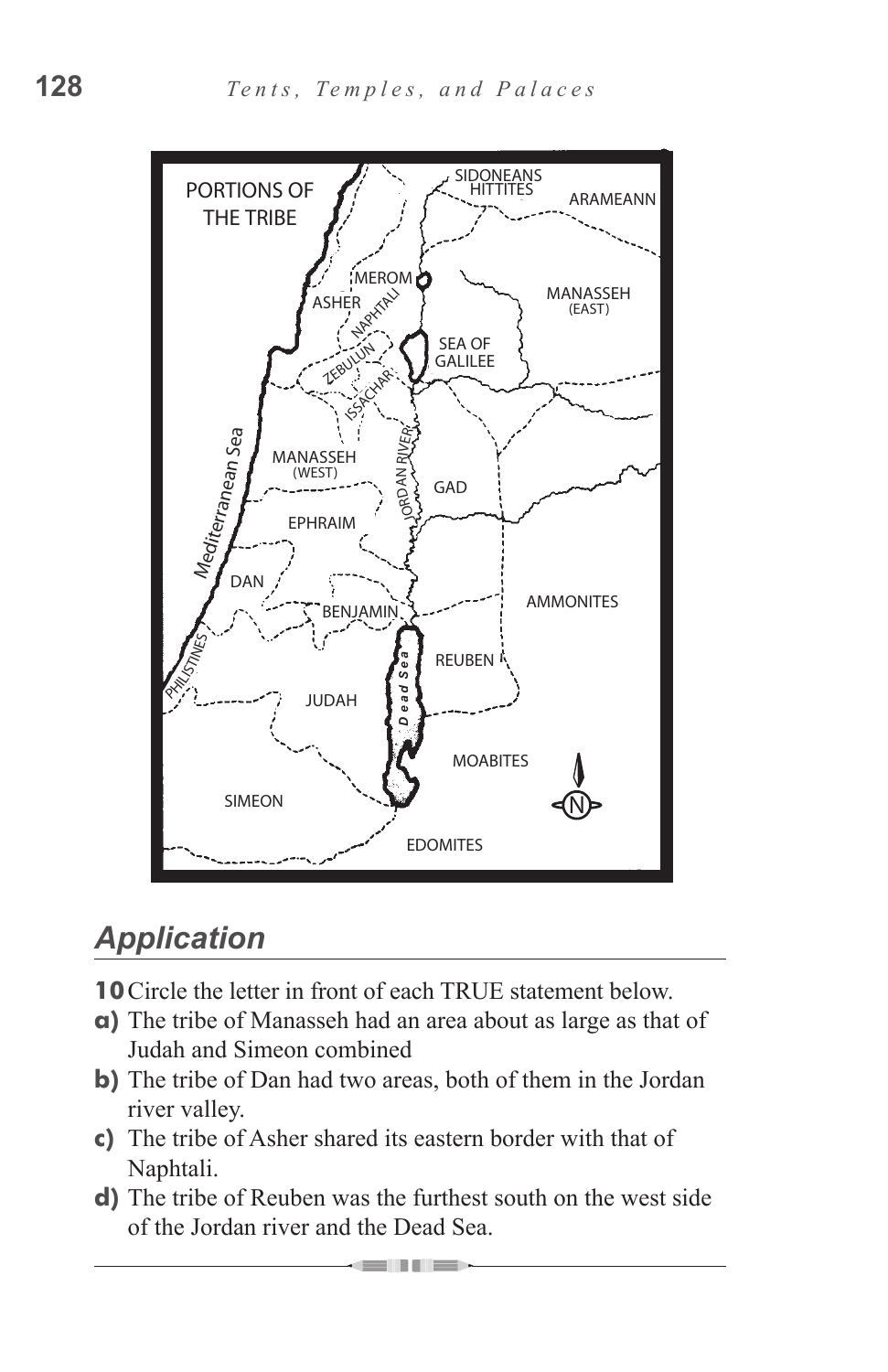## Application

**10** Circle the letter in front of each TRUE statement below.

**a)** The tribe of Manasseh had an area about as large as that of Judah and Simeon combined

**b)** The tribe of Dan had two areas, both of them in the Jordan river valley.

**c)** The tribe of Asher shared its eastern border with that of Naphtali.

**d)** The tribe of Reuben was the furthest south on the west side of the Jordan river and the Dead Sea.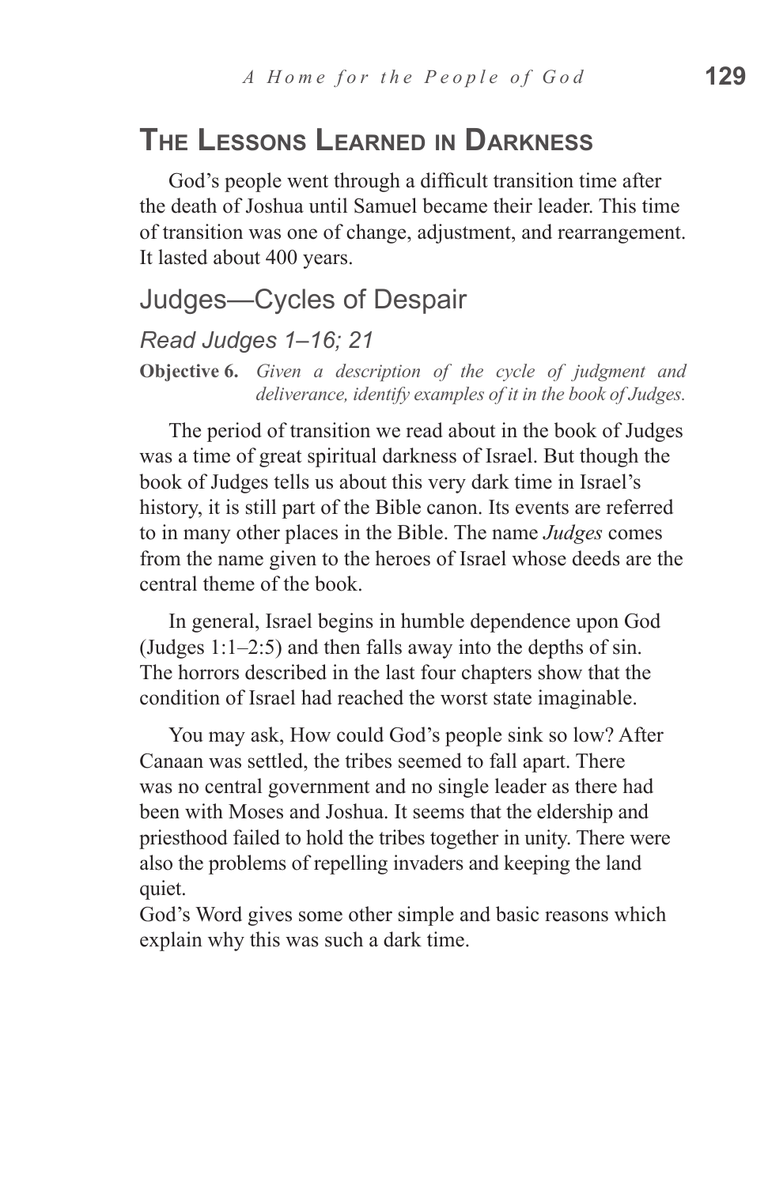## The Lessons Learned in Darkness

God's people went through a difficult transition time after the death of Joshua until Samuel became their leader. This time of transition was one of change, adjustment, and rearrangement. It lasted about 400 years.

### Judges—Cycles of Despair

*Read Judges 1–16; 21*

**Objective 6.** *Given a description of the cycle of judgment and deliverance, identify examples of it in the book of Judges.*

The period of transition we read about in the book of Judges was a time of great spiritual darkness of Israel. But though the book of Judges tells us about this very dark time in Israel's history, it is still part of the Bible canon. Its events are referred to in many other places in the Bible. The name *Judges* comes from the name given to the heroes of Israel whose deeds are the central theme of the book.

In general, Israel begins in humble dependence upon God (Judges 1:1–2:5) and then falls away into the depths of sin. The horrors described in the last four chapters show that the condition of Israel had reached the worst state imaginable.

You may ask, How could God's people sink so low? After Canaan was settled, the tribes seemed to fall apart. There was no central government and no single leader as there had been with Moses and Joshua. It seems that the eldership and priesthood failed to hold the tribes together in unity. There were also the problems of repelling invaders and keeping the land quiet.

God's Word gives some other simple and basic reasons which explain why this was such a dark time.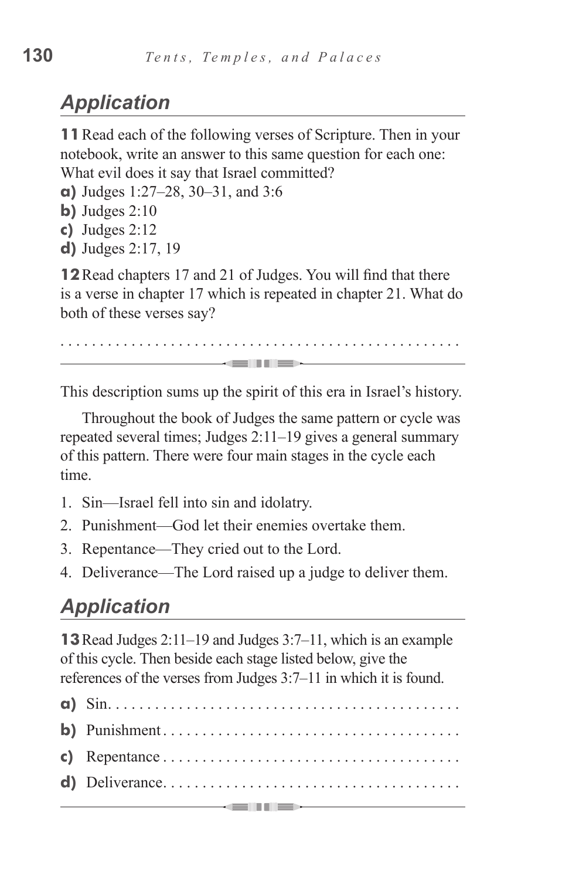## *Application*

**11** Read each of the following verses of Scripture. Then in your notebook, write an answer to this same question for each one: What evil does it say that Israel committed?

**a)** Judges 1:27–28, 30–31, and 3:6

**b)** Judges 2:10

**c)** Judges 2:12

**d)** Judges 2:17, 19

**12** Read chapters 17 and 21 of Judges. You will find that there is a verse in chapter 17 which is repeated in chapter 21. What do both of these verses say?

. . . . . . . . . . . . . . . . . . . . . . . . . . . . . . . . . . . . . . . . . . . . . . . . .

---

This description sums up the spirit of this era in Israel's history.

Throughout the book of Judges the same pattern or cycle was repeated several times; Judges 2:11–19 gives a general summary of this pattern. There were four main stages in the cycle each time.

1. Sin—Israel fell into sin and idolatry.
2. Punishment—God let their enemies overtake them.
3. Repentance—They cried out to the Lord.
4. Deliverance—The Lord raised up a judge to deliver them.

## *Application*

**13** Read Judges 2:11–19 and Judges 3:7–11, which is an example of this cycle. Then beside each stage listed below, give the references of the verses from Judges 3:7–11 in which it is found.

**a)** Sin. . . . . . . . . . . . . . . . . . . . . . . . . . . . . . . . . . . . . . . . . . . .

**b)** Punishment . . . . . . . . . . . . . . . . . . . . . . . . . . . . . . . . . . . . .

**c)** Repentance . . . . . . . . . . . . . . . . . . . . . . . . . . . . . . . . . . . . .

**d)** Deliverance. . . . . . . . . . . . . . . . . . . . . . . . . . . . . . . . . . . . .

---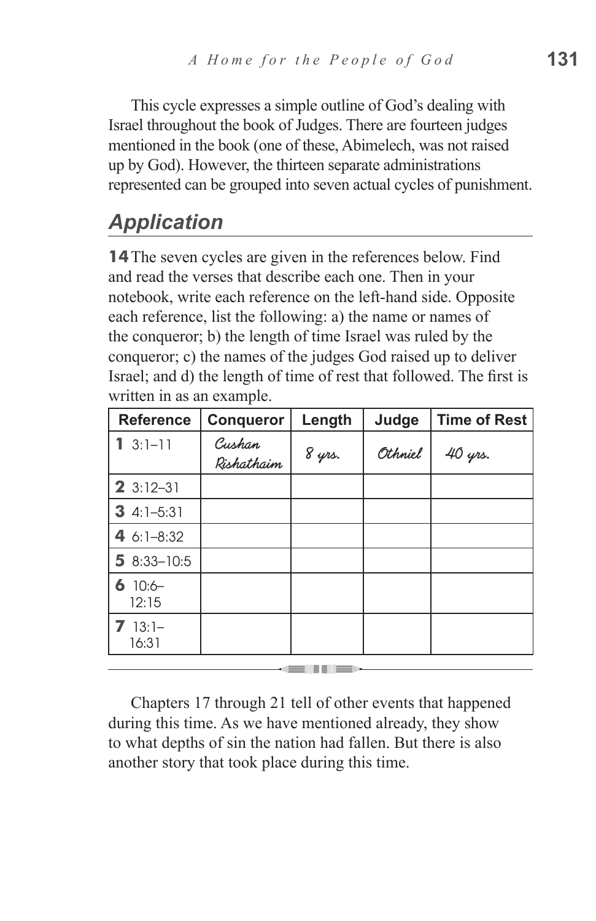This cycle expresses a simple outline of God's dealing with Israel throughout the book of Judges. There are fourteen judges mentioned in the book (one of these, Abimelech, was not raised up by God). However, the thirteen separate administrations represented can be grouped into seven actual cycles of punishment.

## *Application*

**14** The seven cycles are given in the references below. Find and read the verses that describe each one. Then in your notebook, write each reference on the left-hand side. Opposite each reference, list the following: a) the name or names of the conqueror; b) the length of time Israel was ruled by the conqueror; c) the names of the judges God raised up to deliver Israel; and d) the length of time of rest that followed. The first is written in as an example.

| Reference | Conqueror | Length | Judge | Time of Rest |
|---|---|---|---|---|
| **1** 3:1–11 | *Cushan Rishathaim* | *8 yrs.* | *Othniel* | *40 yrs.* |
| **2** 3:12–31 | | | | |
| **3** 4:1–5:31 | | | | |
| **4** 6:1–8:32 | | | | |
| **5** 8:33–10:5 | | | | |
| **6** 10:6–12:15 | | | | |
| **7** 13:1–16:31 | | | | |

---

Chapters 17 through 21 tell of other events that happened during this time. As we have mentioned already, they show to what depths of sin the nation had fallen. But there is also another story that took place during this time.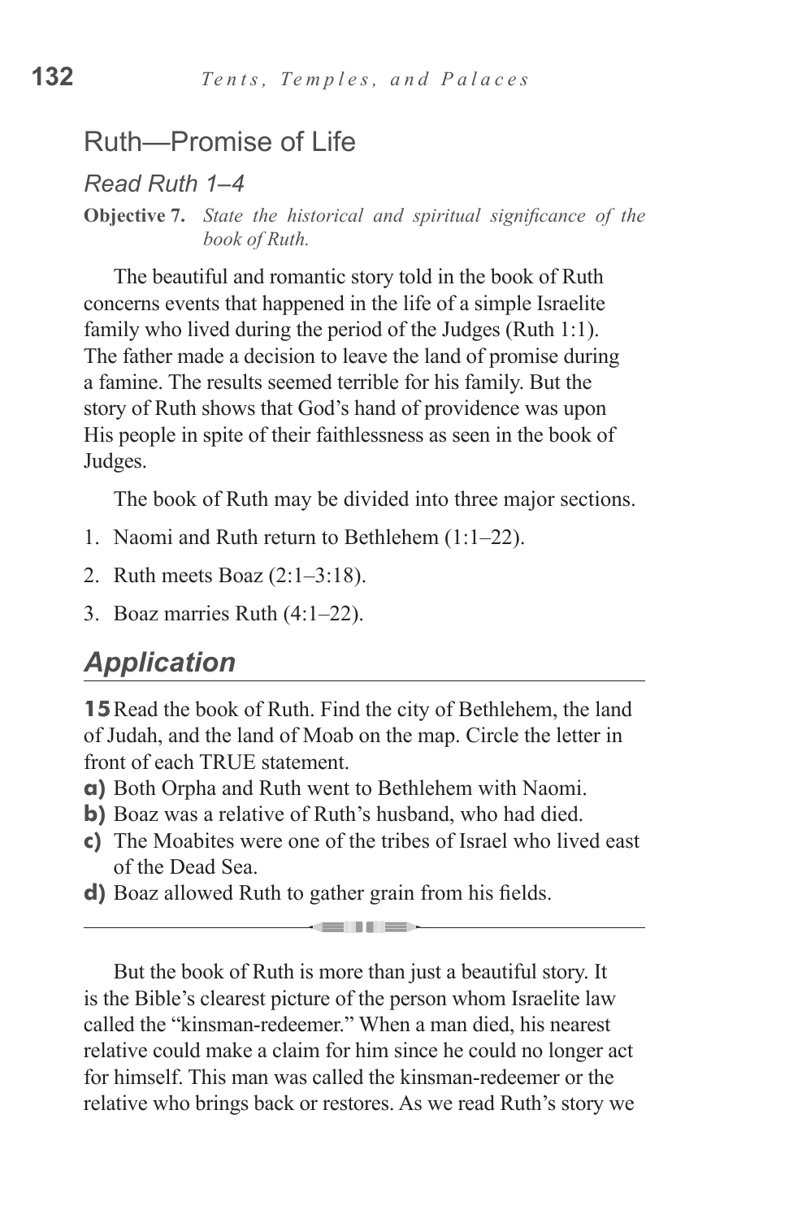## Ruth—Promise of Life

*Read Ruth 1–4*

**Objective 7.** *State the historical and spiritual significance of the book of Ruth.*

The beautiful and romantic story told in the book of Ruth concerns events that happened in the life of a simple Israelite family who lived during the period of the Judges (Ruth 1:1). The father made a decision to leave the land of promise during a famine. The results seemed terrible for his family. But the story of Ruth shows that God's hand of providence was upon His people in spite of their faithlessness as seen in the book of Judges.

The book of Ruth may be divided into three major sections.

1. Naomi and Ruth return to Bethlehem (1:1–22).
2. Ruth meets Boaz (2:1–3:18).
3. Boaz marries Ruth (4:1–22).

## *Application*

**15** Read the book of Ruth. Find the city of Bethlehem, the land of Judah, and the land of Moab on the map. Circle the letter in front of each TRUE statement.

**a)** Both Orpha and Ruth went to Bethlehem with Naomi.
**b)** Boaz was a relative of Ruth's husband, who had died.
**c)** The Moabites were one of the tribes of Israel who lived east of the Dead Sea.
**d)** Boaz allowed Ruth to gather grain from his fields.

---

But the book of Ruth is more than just a beautiful story. It is the Bible's clearest picture of the person whom Israelite law called the "kinsman-redeemer." When a man died, his nearest relative could make a claim for him since he could no longer act for himself. This man was called the kinsman-redeemer or the relative who brings back or restores. As we read Ruth's story we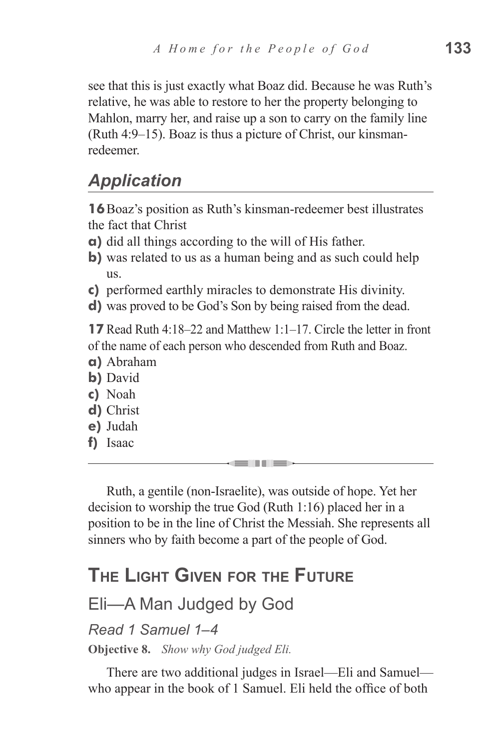see that this is just exactly what Boaz did. Because he was Ruth's relative, he was able to restore to her the property belonging to Mahlon, marry her, and raise up a son to carry on the family line (Ruth 4:9–15). Boaz is thus a picture of Christ, our kinsman-redeemer.

## *Application*

**16** Boaz's position as Ruth's kinsman-redeemer best illustrates the fact that Christ

**a)** did all things according to the will of His father.
**b)** was related to us as a human being and as such could help us.
**c)** performed earthly miracles to demonstrate His divinity.
**d)** was proved to be God's Son by being raised from the dead.

**17** Read Ruth 4:18–22 and Matthew 1:1–17. Circle the letter in front of the name of each person who descended from Ruth and Boaz.

**a)** Abraham
**b)** David
**c)** Noah
**d)** Christ
**e)** Judah
**f)** Isaac

---

Ruth, a gentile (non-Israelite), was outside of hope. Yet her decision to worship the true God (Ruth 1:16) placed her in a position to be in the line of Christ the Messiah. She represents all sinners who by faith become a part of the people of God.

## The Light Given for the Future

### Eli—A Man Judged by God

*Read 1 Samuel 1–4*

**Objective 8.** *Show why God judged Eli.*

There are two additional judges in Israel—Eli and Samuel—who appear in the book of 1 Samuel. Eli held the office of both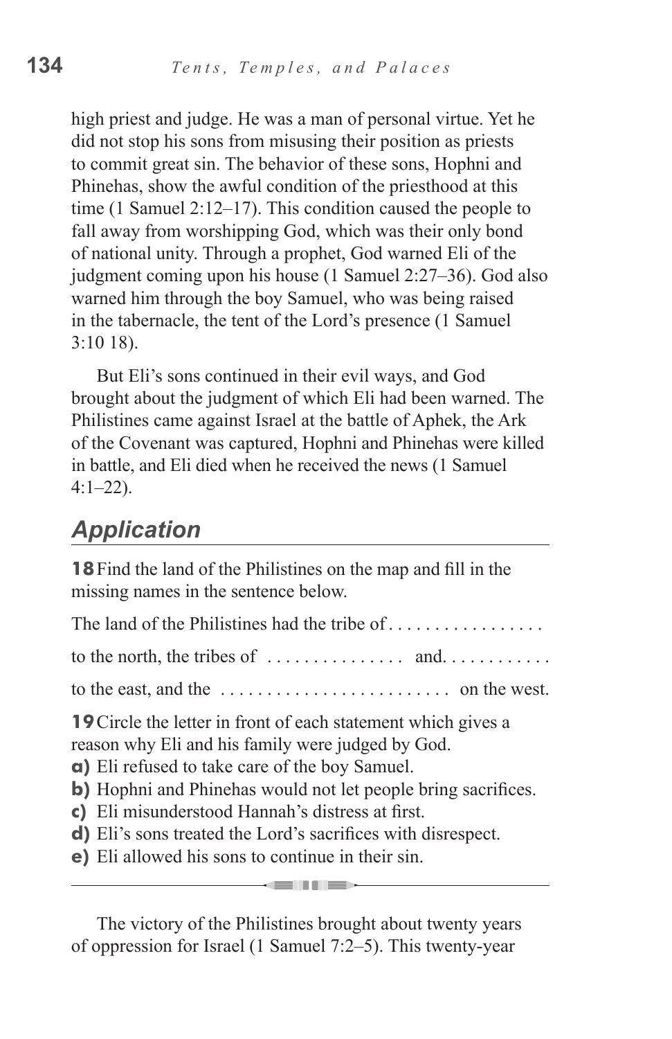high priest and judge. He was a man of personal virtue. Yet he did not stop his sons from misusing their position as priests to commit great sin. The behavior of these sons, Hophni and Phinehas, show the awful condition of the priesthood at this time (1 Samuel 2:12–17). This condition caused the people to fall away from worshipping God, which was their only bond of national unity. Through a prophet, God warned Eli of the judgment coming upon his house (1 Samuel 2:27–36). God also warned him through the boy Samuel, who was being raised in the tabernacle, the tent of the Lord's presence (1 Samuel 3:10 18).

But Eli's sons continued in their evil ways, and God brought about the judgment of which Eli had been warned. The Philistines came against Israel at the battle of Aphek, the Ark of the Covenant was captured, Hophni and Phinehas were killed in battle, and Eli died when he received the news (1 Samuel 4:1–22).

## *Application*

**18** Find the land of the Philistines on the map and fill in the missing names in the sentence below.

The land of the Philistines had the tribe of . . . . . . . . . . . . . . . . . to the north, the tribes of . . . . . . . . . . . . . . . and. . . . . . . . . . . . to the east, and the . . . . . . . . . . . . . . . . . . . . . . . . . on the west.

**19** Circle the letter in front of each statement which gives a reason why Eli and his family were judged by God.

**a)** Eli refused to take care of the boy Samuel.
**b)** Hophni and Phinehas would not let people bring sacrifices.
**c)** Eli misunderstood Hannah's distress at first.
**d)** Eli's sons treated the Lord's sacrifices with disrespect.
**e)** Eli allowed his sons to continue in their sin.

---

The victory of the Philistines brought about twenty years of oppression for Israel (1 Samuel 7:2–5). This twenty-year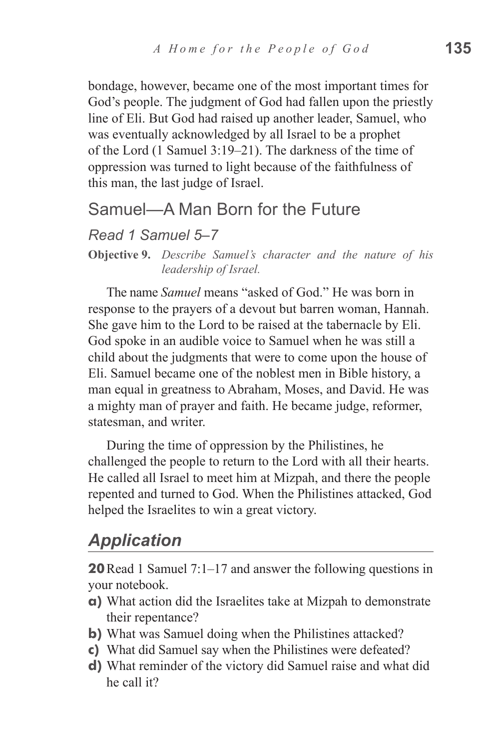bondage, however, became one of the most important times for God's people. The judgment of God had fallen upon the priestly line of Eli. But God had raised up another leader, Samuel, who was eventually acknowledged by all Israel to be a prophet of the Lord (1 Samuel 3:19–21). The darkness of the time of oppression was turned to light because of the faithfulness of this man, the last judge of Israel.

## Samuel—A Man Born for the Future

### *Read 1 Samuel 5–7*

**Objective 9.** *Describe Samuel's character and the nature of his leadership of Israel.*

The name *Samuel* means "asked of God." He was born in response to the prayers of a devout but barren woman, Hannah. She gave him to the Lord to be raised at the tabernacle by Eli. God spoke in an audible voice to Samuel when he was still a child about the judgments that were to come upon the house of Eli. Samuel became one of the noblest men in Bible history, a man equal in greatness to Abraham, Moses, and David. He was a mighty man of prayer and faith. He became judge, reformer, statesman, and writer.

During the time of oppression by the Philistines, he challenged the people to return to the Lord with all their hearts. He called all Israel to meet him at Mizpah, and there the people repented and turned to God. When the Philistines attacked, God helped the Israelites to win a great victory.

## *Application*

**20** Read 1 Samuel 7:1–17 and answer the following questions in your notebook.

**a)** What action did the Israelites take at Mizpah to demonstrate their repentance?

**b)** What was Samuel doing when the Philistines attacked?

**c)** What did Samuel say when the Philistines were defeated?

**d)** What reminder of the victory did Samuel raise and what did he call it?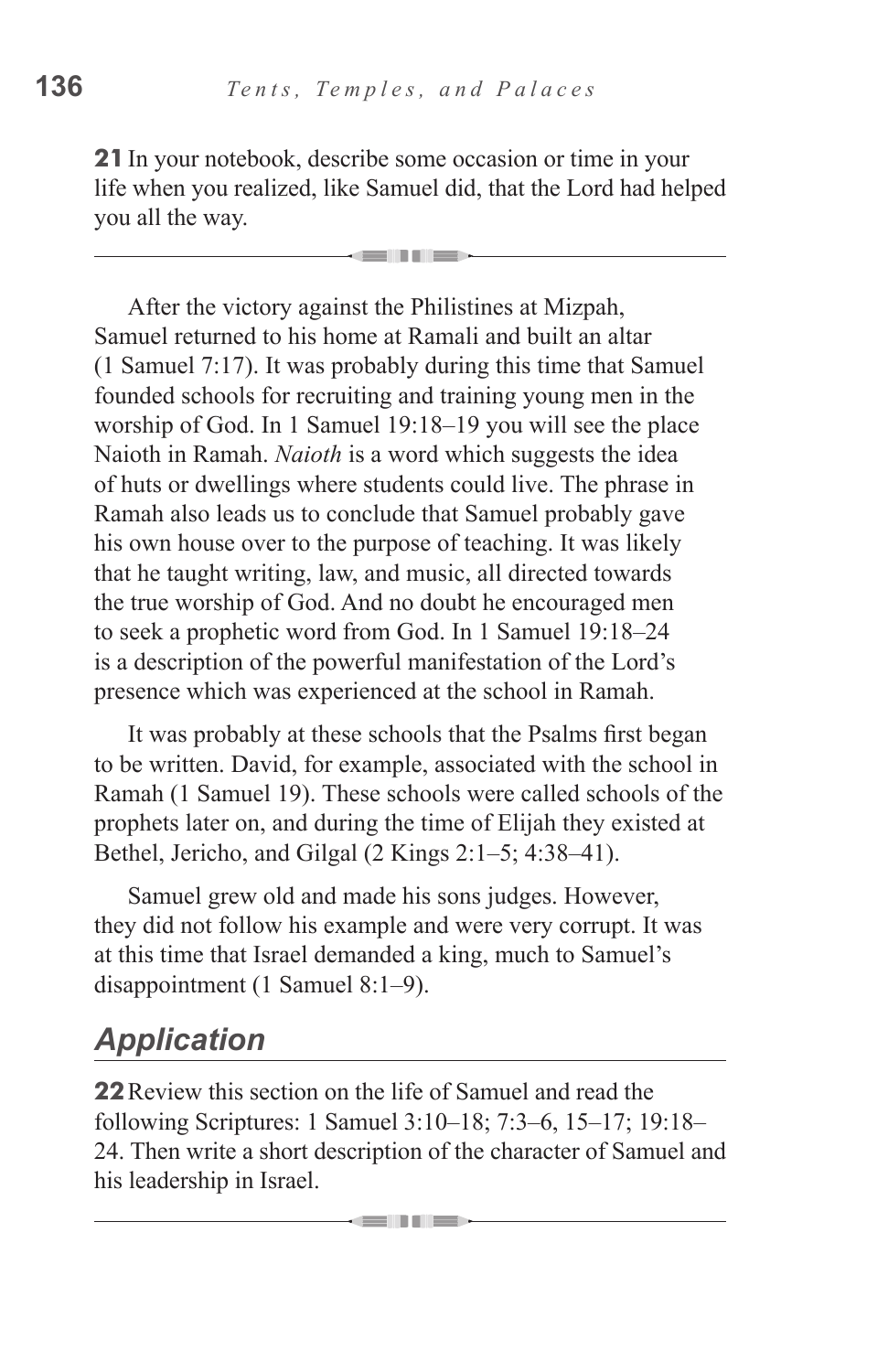**21** In your notebook, describe some occasion or time in your life when you realized, like Samuel did, that the Lord had helped you all the way.

---

After the victory against the Philistines at Mizpah, Samuel returned to his home at Ramali and built an altar (1 Samuel 7:17). It was probably during this time that Samuel founded schools for recruiting and training young men in the worship of God. In 1 Samuel 19:18–19 you will see the place Naioth in Ramah. *Naioth* is a word which suggests the idea of huts or dwellings where students could live. The phrase in Ramah also leads us to conclude that Samuel probably gave his own house over to the purpose of teaching. It was likely that he taught writing, law, and music, all directed towards the true worship of God. And no doubt he encouraged men to seek a prophetic word from God. In 1 Samuel 19:18–24 is a description of the powerful manifestation of the Lord's presence which was experienced at the school in Ramah.

It was probably at these schools that the Psalms first began to be written. David, for example, associated with the school in Ramah (1 Samuel 19). These schools were called schools of the prophets later on, and during the time of Elijah they existed at Bethel, Jericho, and Gilgal (2 Kings 2:1–5; 4:38–41).

Samuel grew old and made his sons judges. However, they did not follow his example and were very corrupt. It was at this time that Israel demanded a king, much to Samuel's disappointment (1 Samuel 8:1–9).

## *Application*

**22** Review this section on the life of Samuel and read the following Scriptures: 1 Samuel 3:10–18; 7:3–6, 15–17; 19:18–24. Then write a short description of the character of Samuel and his leadership in Israel.

---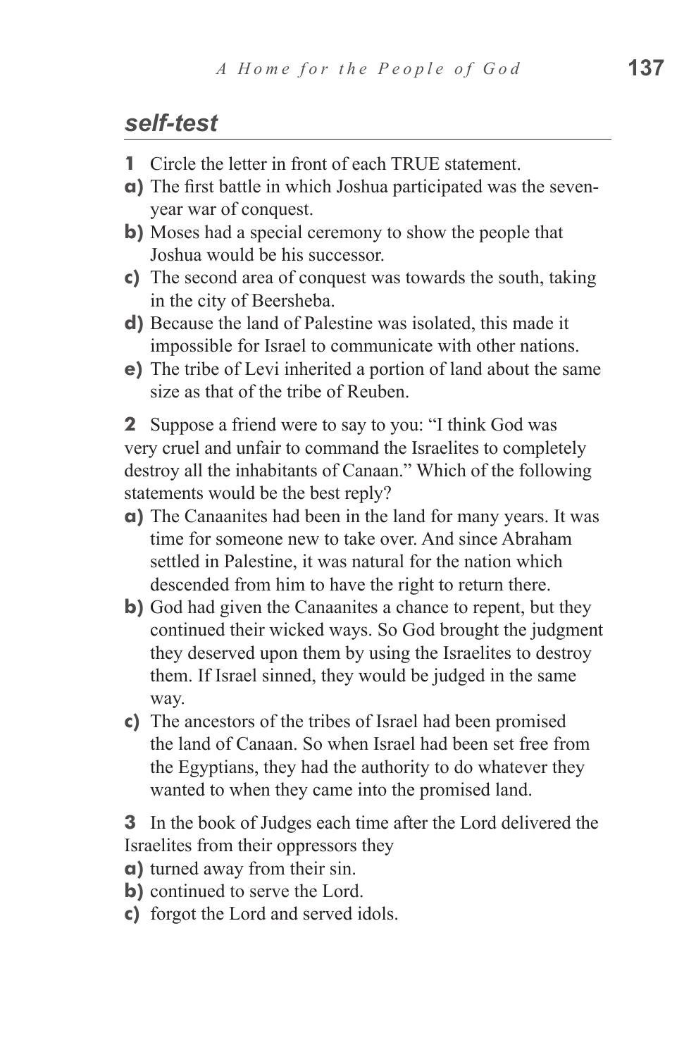## *self-test*

**1** Circle the letter in front of each TRUE statement.

**a)** The first battle in which Joshua participated was the seven-year war of conquest.

**b)** Moses had a special ceremony to show the people that Joshua would be his successor.

**c)** The second area of conquest was towards the south, taking in the city of Beersheba.

**d)** Because the land of Palestine was isolated, this made it impossible for Israel to communicate with other nations.

**e)** The tribe of Levi inherited a portion of land about the same size as that of the tribe of Reuben.

**2** Suppose a friend were to say to you: "I think God was very cruel and unfair to command the Israelites to completely destroy all the inhabitants of Canaan." Which of the following statements would be the best reply?

**a)** The Canaanites had been in the land for many years. It was time for someone new to take over. And since Abraham settled in Palestine, it was natural for the nation which descended from him to have the right to return there.

**b)** God had given the Canaanites a chance to repent, but they continued their wicked ways. So God brought the judgment they deserved upon them by using the Israelites to destroy them. If Israel sinned, they would be judged in the same way.

**c)** The ancestors of the tribes of Israel had been promised the land of Canaan. So when Israel had been set free from the Egyptians, they had the authority to do whatever they wanted to when they came into the promised land.

**3** In the book of Judges each time after the Lord delivered the Israelites from their oppressors they

**a)** turned away from their sin.

**b)** continued to serve the Lord.

**c)** forgot the Lord and served idols.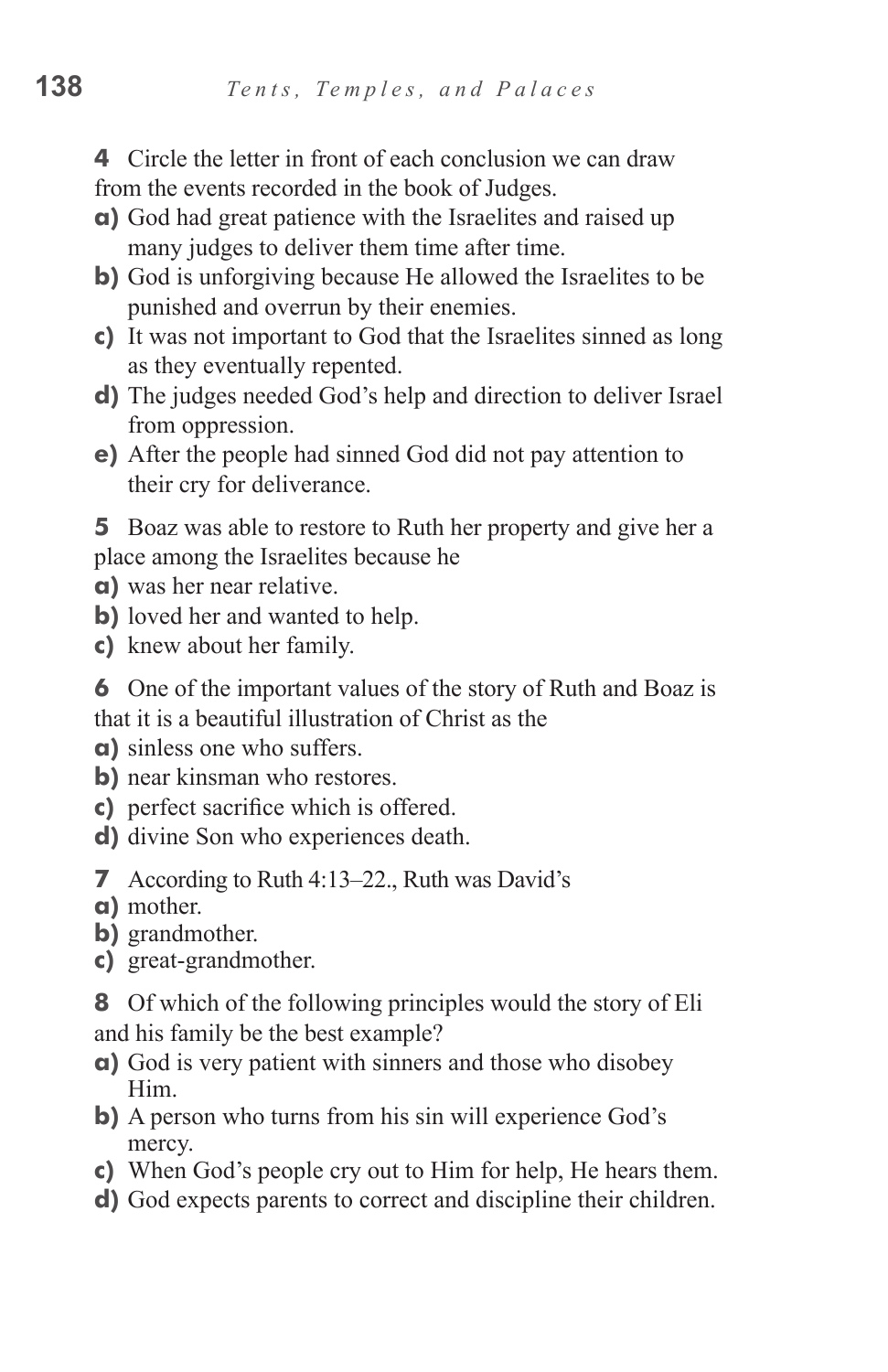**4** Circle the letter in front of each conclusion we can draw from the events recorded in the book of Judges.

**a)** God had great patience with the Israelites and raised up many judges to deliver them time after time.
**b)** God is unforgiving because He allowed the Israelites to be punished and overrun by their enemies.
**c)** It was not important to God that the Israelites sinned as long as they eventually repented.
**d)** The judges needed God's help and direction to deliver Israel from oppression.
**e)** After the people had sinned God did not pay attention to their cry for deliverance.

**5** Boaz was able to restore to Ruth her property and give her a place among the Israelites because he

**a)** was her near relative.
**b)** loved her and wanted to help.
**c)** knew about her family.

**6** One of the important values of the story of Ruth and Boaz is that it is a beautiful illustration of Christ as the

**a)** sinless one who suffers.
**b)** near kinsman who restores.
**c)** perfect sacrifice which is offered.
**d)** divine Son who experiences death.

**7** According to Ruth 4:13–22., Ruth was David's

**a)** mother.
**b)** grandmother.
**c)** great-grandmother.

**8** Of which of the following principles would the story of Eli and his family be the best example?

**a)** God is very patient with sinners and those who disobey Him.
**b)** A person who turns from his sin will experience God's mercy.
**c)** When God's people cry out to Him for help, He hears them.
**d)** God expects parents to correct and discipline their children.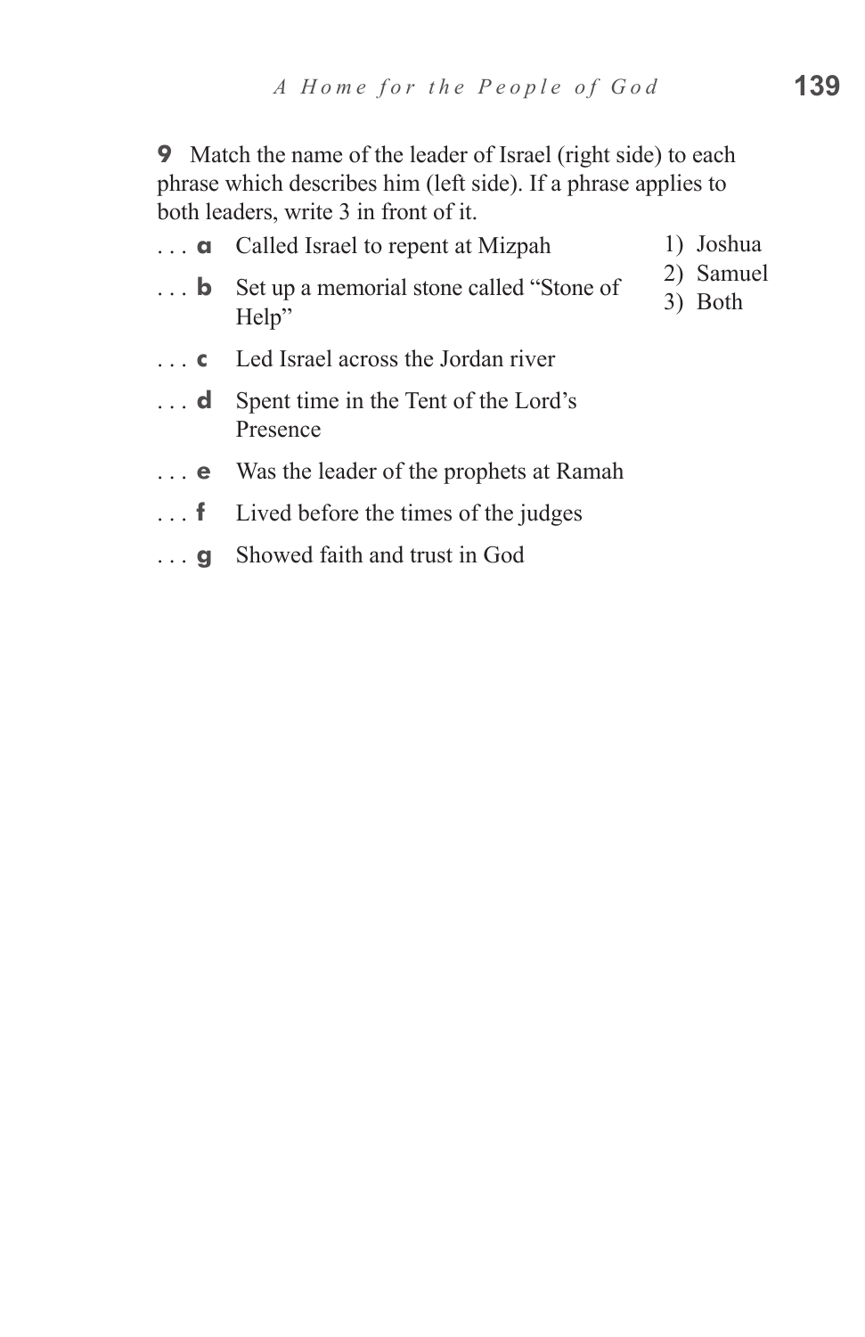**9** Match the name of the leader of Israel (right side) to each phrase which describes him (left side). If a phrase applies to both leaders, write 3 in front of it.

. . . **a** Called Israel to repent at Mizpah

. . . **b** Set up a memorial stone called "Stone of Help"

. . . **c** Led Israel across the Jordan river

. . . **d** Spent time in the Tent of the Lord's Presence

. . . **e** Was the leader of the prophets at Ramah

. . . **f** Lived before the times of the judges

. . . **g** Showed faith and trust in God

1) Joshua
2) Samuel
3) Both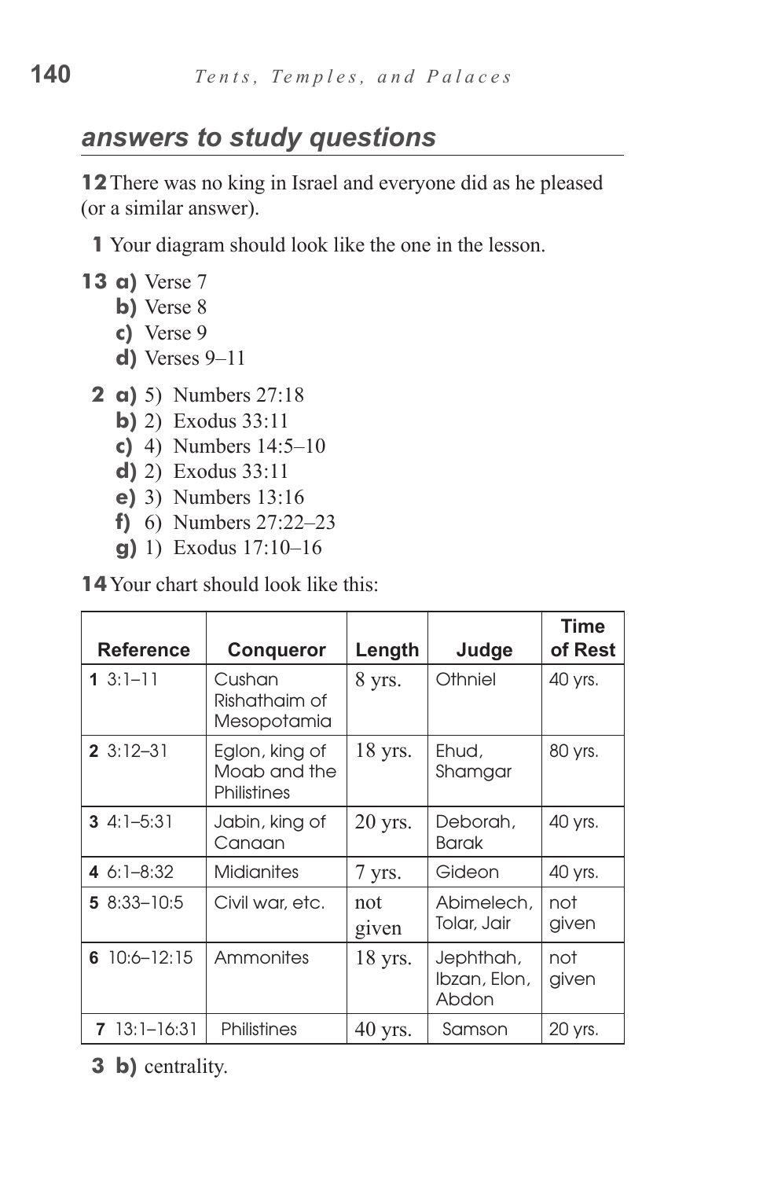## answers to study questions

**12** There was no king in Israel and everyone did as he pleased (or a similar answer).

**1** Your diagram should look like the one in the lesson.

**13** **a)** Verse 7
**b)** Verse 8
**c)** Verse 9
**d)** Verses 9–11

**2** **a)** 5) Numbers 27:18
**b)** 2) Exodus 33:11
**c)** 4) Numbers 14:5–10
**d)** 2) Exodus 33:11
**e)** 3) Numbers 13:16
**f)** 6) Numbers 27:22–23
**g)** 1) Exodus 17:10–16

**14** Your chart should look like this:

| Reference | Conqueror | Length | Judge | Time of Rest |
|---|---|---|---|---|
| **1** 3:1–11 | Cushan Rishathaim of Mesopotamia | 8 yrs. | Othniel | 40 yrs. |
| **2** 3:12–31 | Eglon, king of Moab and the Philistines | 18 yrs. | Ehud, Shamgar | 80 yrs. |
| **3** 4:1–5:31 | Jabin, king of Canaan | 20 yrs. | Deborah, Barak | 40 yrs. |
| **4** 6:1–8:32 | Midianites | 7 yrs. | Gideon | 40 yrs. |
| **5** 8:33–10:5 | Civil war, etc. | not given | Abimelech, Tolar, Jair | not given |
| **6** 10:6–12:15 | Ammonites | 18 yrs. | Jephthah, Ibzan, Elon, Abdon | not given |
| **7** 13:1–16:31 | Philistines | 40 yrs. | Samson | 20 yrs. |

**3** **b)** centrality.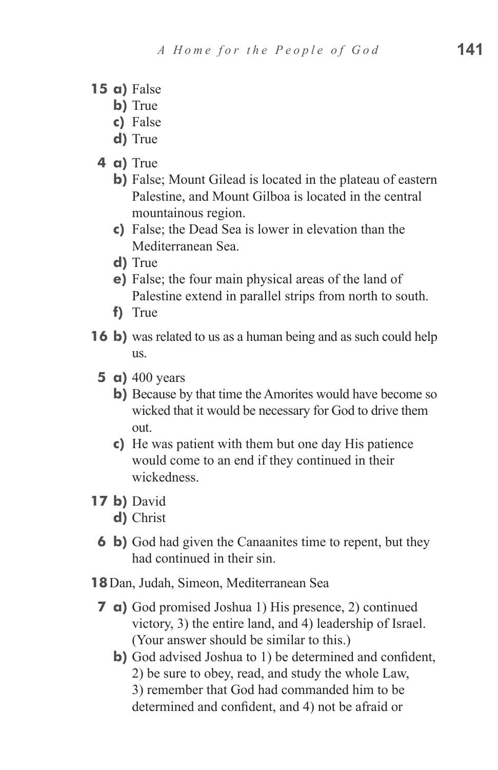**15 a)** False
**b)** True
**c)** False
**d)** True

**4 a)** True
**b)** False; Mount Gilead is located in the plateau of eastern Palestine, and Mount Gilboa is located in the central mountainous region.
**c)** False; the Dead Sea is lower in elevation than the Mediterranean Sea.
**d)** True
**e)** False; the four main physical areas of the land of Palestine extend in parallel strips from north to south.
**f)** True

**16 b)** was related to us as a human being and as such could help us.

**5 a)** 400 years
**b)** Because by that time the Amorites would have become so wicked that it would be necessary for God to drive them out.
**c)** He was patient with them but one day His patience would come to an end if they continued in their wickedness.

**17 b)** David
**d)** Christ

**6 b)** God had given the Canaanites time to repent, but they had continued in their sin.

**18** Dan, Judah, Simeon, Mediterranean Sea

**7 a)** God promised Joshua 1) His presence, 2) continued victory, 3) the entire land, and 4) leadership of Israel. (Your answer should be similar to this.)
**b)** God advised Joshua to 1) be determined and confident, 2) be sure to obey, read, and study the whole Law, 3) remember that God had commanded him to be determined and confident, and 4) not be afraid or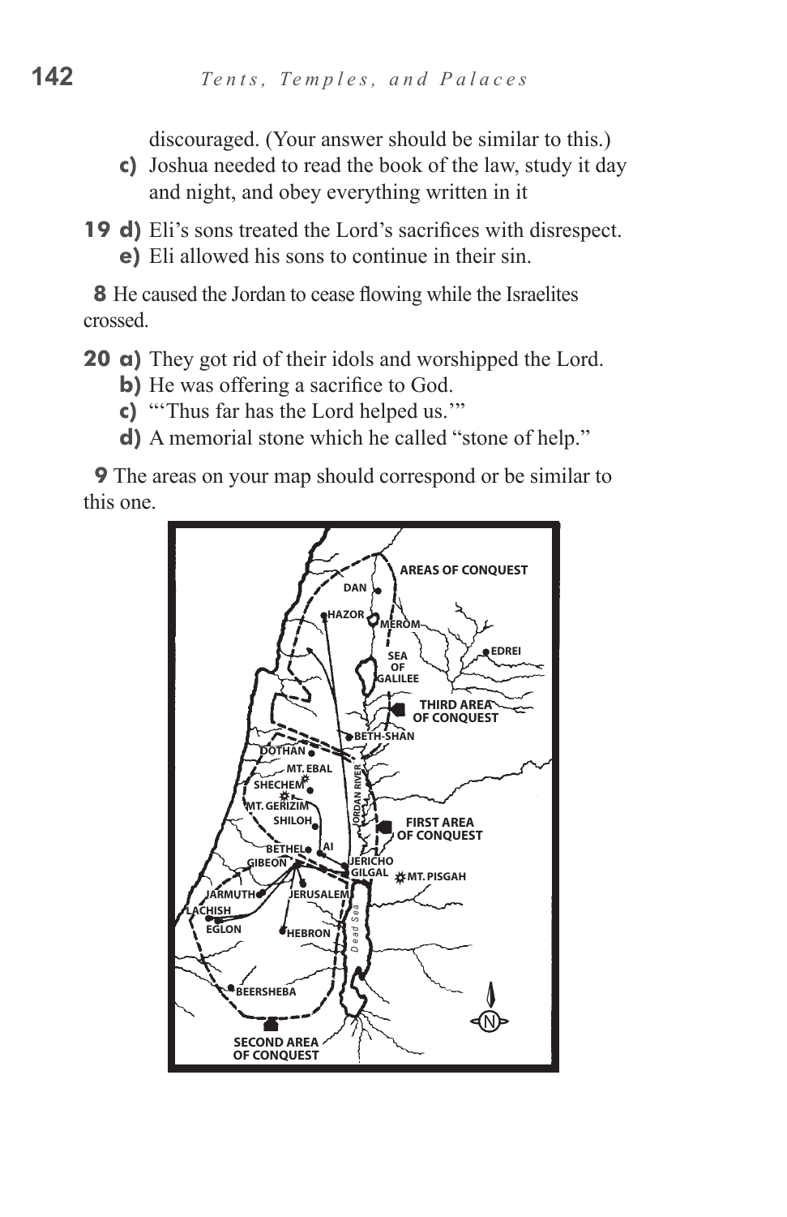discouraged. (Your answer should be similar to this.)

**c)** Joshua needed to read the book of the law, study it day and night, and obey everything written in it

**19 d)** Eli's sons treated the Lord's sacrifices with disrespect.

**e)** Eli allowed his sons to continue in their sin.

**8** He caused the Jordan to cease flowing while the Israelites crossed.

**20 a)** They got rid of their idols and worshipped the Lord.

**b)** He was offering a sacrifice to God.

**c)** "'Thus far has the Lord helped us.'"

**d)** A memorial stone which he called "stone of help."

**9** The areas on your map should correspond or be similar to this one.

AREAS OF CONQUEST

DAN, HAZOR, MEROM, SEA OF GALILEE, EDREI, THIRD AREA OF CONQUEST, BETH-SHAN, DOTHAN, MT. EBAL, SHECHEM, MT. GERIZIM, SHILOH, JORDAN RIVER, FIRST AREA OF CONQUEST, BETHEL, AI, GIBEON, JERICHO, GILGAL, MT. PISGAH, JARMUTH, JERUSALEM, LACHISH, EGLON, HEBRON, Dead Sea, BEERSHEBA, SECOND AREA OF CONQUEST, N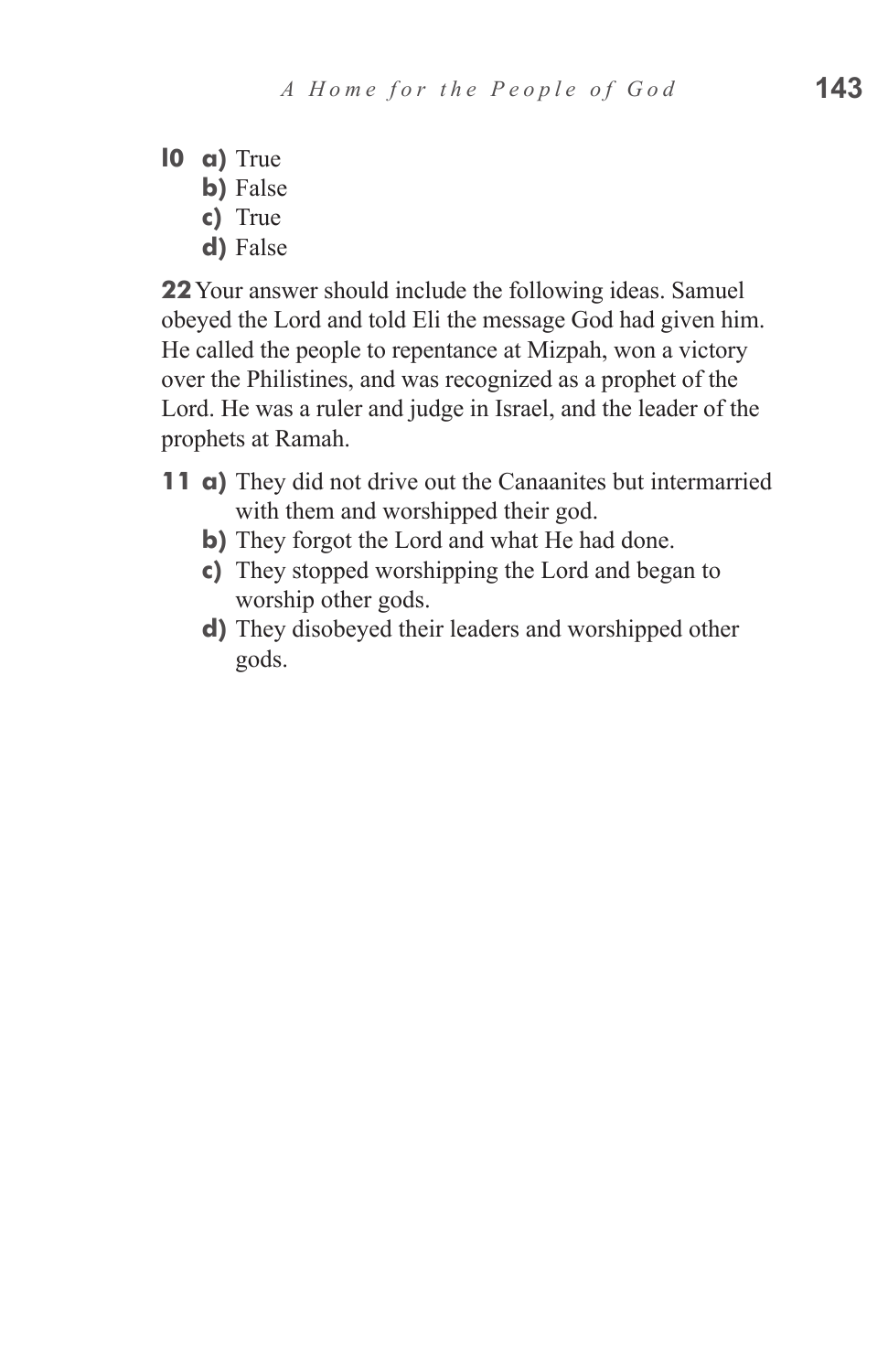**10** **a)** True
**b)** False
**c)** True
**d)** False

**22** Your answer should include the following ideas. Samuel obeyed the Lord and told Eli the message God had given him. He called the people to repentance at Mizpah, won a victory over the Philistines, and was recognized as a prophet of the Lord. He was a ruler and judge in Israel, and the leader of the prophets at Ramah.

**11** **a)** They did not drive out the Canaanites but intermarried with them and worshipped their god.
**b)** They forgot the Lord and what He had done.
**c)** They stopped worshipping the Lord and began to worship other gods.
**d)** They disobeyed their leaders and worshipped other gods.